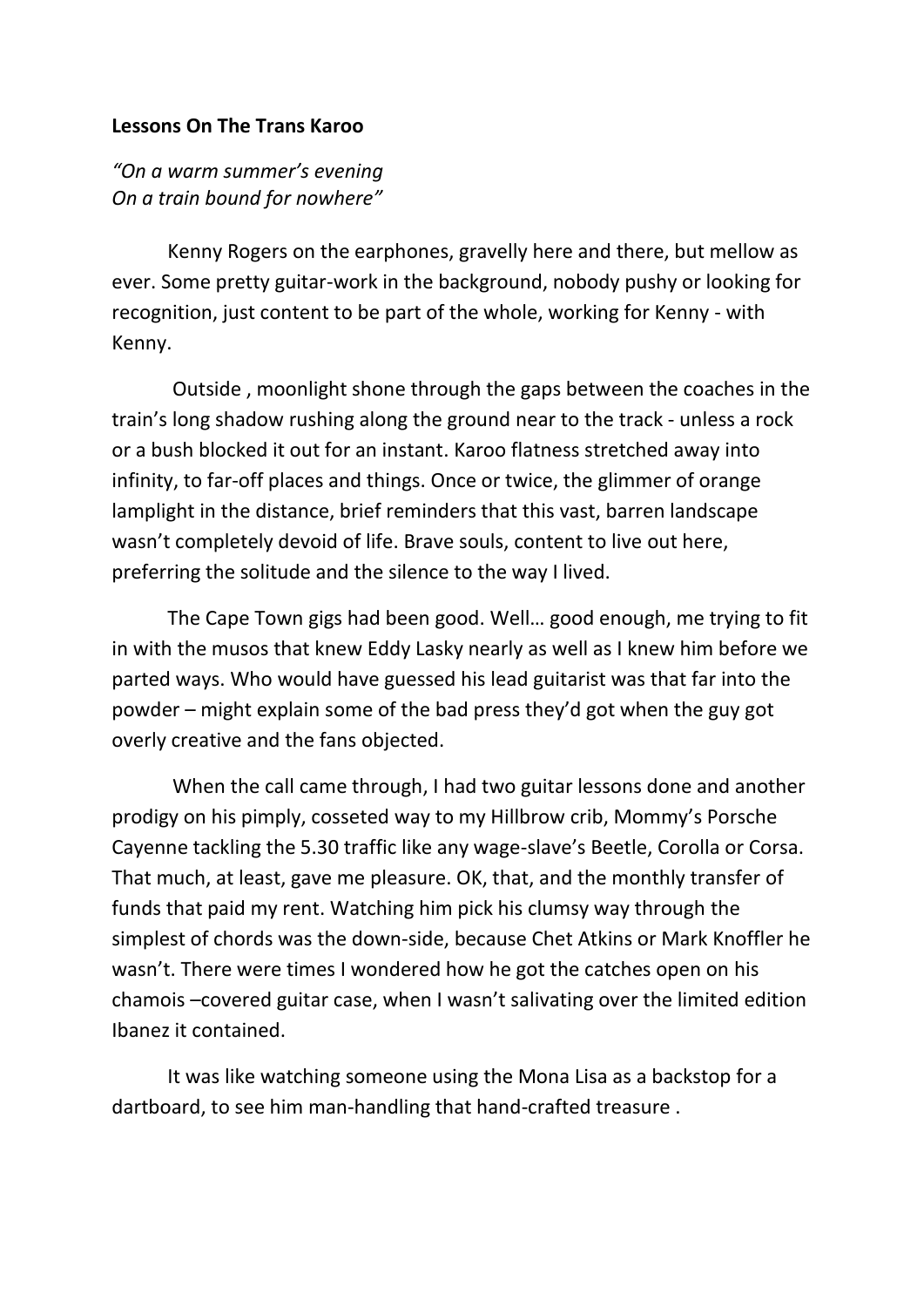**Lessons On The Trans Karoo**

*"On a warm summer's evening*
*On a train bound for nowhere"*

Kenny Rogers on the earphones, gravelly here and there, but mellow as ever. Some pretty guitar-work in the background, nobody pushy or looking for recognition, just content to be part of the whole, working for Kenny - with Kenny.

Outside , moonlight shone through the gaps between the coaches in the train's long shadow rushing along the ground near to the track - unless a rock or a bush blocked it out for an instant. Karoo flatness stretched away into infinity, to far-off places and things. Once or twice, the glimmer of orange lamplight in the distance, brief reminders that this vast, barren landscape wasn't completely devoid of life. Brave souls, content to live out here, preferring the solitude and the silence to the way I lived.

The Cape Town gigs had been good. Well… good enough, me trying to fit in with the musos that knew Eddy Lasky nearly as well as I knew him before we parted ways. Who would have guessed his lead guitarist was that far into the powder – might explain some of the bad press they'd got when the guy got overly creative and the fans objected.

When the call came through, I had two guitar lessons done and another prodigy on his pimply, cosseted way to my Hillbrow crib, Mommy's Porsche Cayenne tackling the 5.30 traffic like any wage-slave's Beetle, Corolla or Corsa. That much, at least, gave me pleasure. OK, that, and the monthly transfer of funds that paid my rent. Watching him pick his clumsy way through the simplest of chords was the down-side, because Chet Atkins or Mark Knoffler he wasn't. There were times I wondered how he got the catches open on his chamois –covered guitar case, when I wasn't salivating over the limited edition Ibanez it contained.

It was like watching someone using the Mona Lisa as a backstop for a dartboard, to see him man-handling that hand-crafted treasure .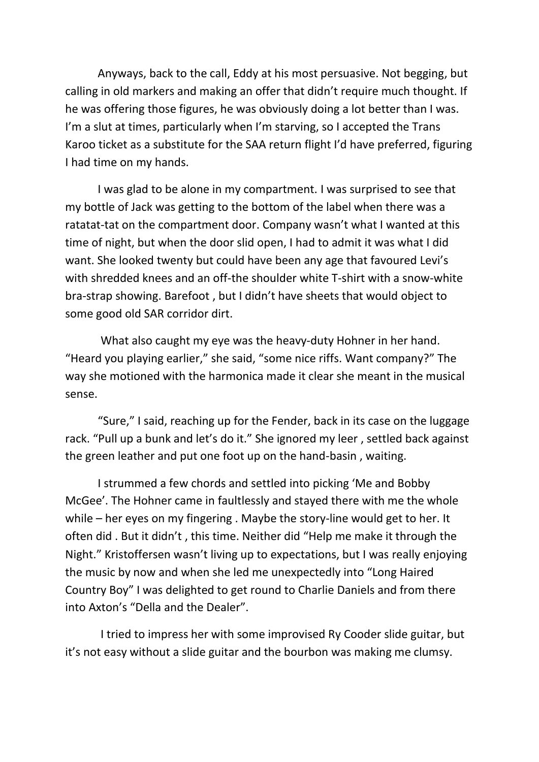Anyways, back to the call, Eddy at his most persuasive. Not begging, but calling in old markers and making an offer that didn't require much thought. If he was offering those figures, he was obviously doing a lot better than I was. I'm a slut at times, particularly when I'm starving, so I accepted the Trans Karoo ticket as a substitute for the SAA return flight I'd have preferred, figuring I had time on my hands.

I was glad to be alone in my compartment. I was surprised to see that my bottle of Jack was getting to the bottom of the label when there was a ratatat-tat on the compartment door. Company wasn't what I wanted at this time of night, but when the door slid open, I had to admit it was what I did want. She looked twenty but could have been any age that favoured Levi's with shredded knees and an off-the shoulder white T-shirt with a snow-white bra-strap showing. Barefoot , but I didn't have sheets that would object to some good old SAR corridor dirt.

What also caught my eye was the heavy-duty Hohner in her hand. "Heard you playing earlier," she said, "some nice riffs. Want company?" The way she motioned with the harmonica made it clear she meant in the musical sense.

"Sure," I said, reaching up for the Fender, back in its case on the luggage rack. "Pull up a bunk and let's do it." She ignored my leer , settled back against the green leather and put one foot up on the hand-basin , waiting.

I strummed a few chords and settled into picking 'Me and Bobby McGee'. The Hohner came in faultlessly and stayed there with me the whole while – her eyes on my fingering . Maybe the story-line would get to her. It often did . But it didn't , this time. Neither did "Help me make it through the Night." Kristoffersen wasn't living up to expectations, but I was really enjoying the music by now and when she led me unexpectedly into "Long Haired Country Boy" I was delighted to get round to Charlie Daniels and from there into Axton's "Della and the Dealer".

I tried to impress her with some improvised Ry Cooder slide guitar, but it's not easy without a slide guitar and the bourbon was making me clumsy.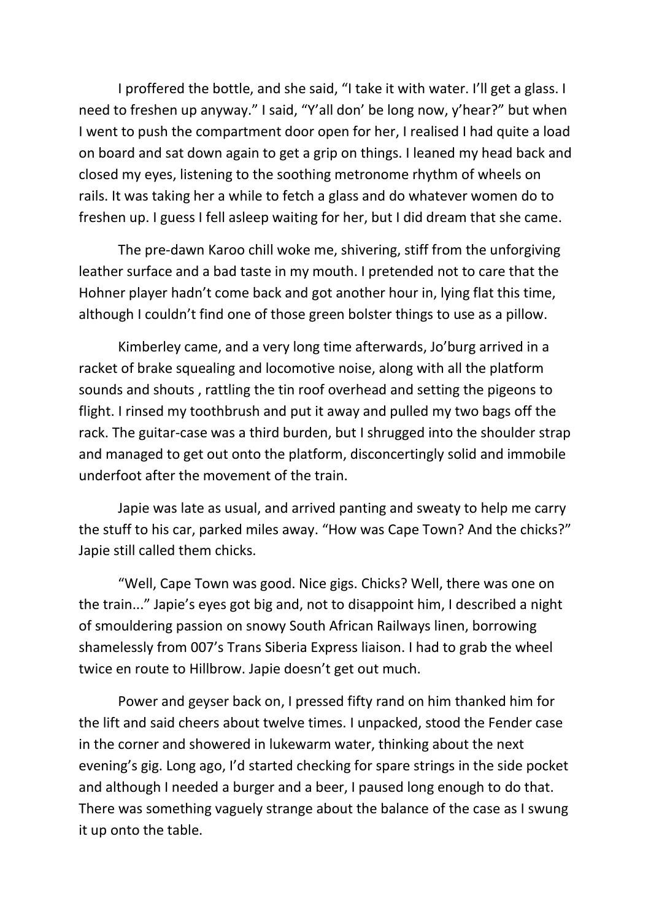I proffered the bottle, and she said, "I take it with water. I'll get a glass. I need to freshen up anyway." I said, "Y'all don' be long now, y'hear?" but when I went to push the compartment door open for her, I realised I had quite a load on board and sat down again to get a grip on things. I leaned my head back and closed my eyes, listening to the soothing metronome rhythm of wheels on rails. It was taking her a while to fetch a glass and do whatever women do to freshen up. I guess I fell asleep waiting for her, but I did dream that she came.

The pre-dawn Karoo chill woke me, shivering, stiff from the unforgiving leather surface and a bad taste in my mouth. I pretended not to care that the Hohner player hadn't come back and got another hour in, lying flat this time, although I couldn't find one of those green bolster things to use as a pillow.

Kimberley came, and a very long time afterwards, Jo'burg arrived in a racket of brake squealing and locomotive noise, along with all the platform sounds and shouts , rattling the tin roof overhead and setting the pigeons to flight. I rinsed my toothbrush and put it away and pulled my two bags off the rack. The guitar-case was a third burden, but I shrugged into the shoulder strap and managed to get out onto the platform, disconcertingly solid and immobile underfoot after the movement of the train.

Japie was late as usual, and arrived panting and sweaty to help me carry the stuff to his car, parked miles away. "How was Cape Town? And the chicks?" Japie still called them chicks.

"Well, Cape Town was good. Nice gigs. Chicks? Well, there was one on the train..." Japie's eyes got big and, not to disappoint him, I described a night of smouldering passion on snowy South African Railways linen, borrowing shamelessly from 007's Trans Siberia Express liaison. I had to grab the wheel twice en route to Hillbrow. Japie doesn't get out much.

Power and geyser back on, I pressed fifty rand on him thanked him for the lift and said cheers about twelve times. I unpacked, stood the Fender case in the corner and showered in lukewarm water, thinking about the next evening's gig. Long ago, I'd started checking for spare strings in the side pocket and although I needed a burger and a beer, I paused long enough to do that. There was something vaguely strange about the balance of the case as I swung it up onto the table.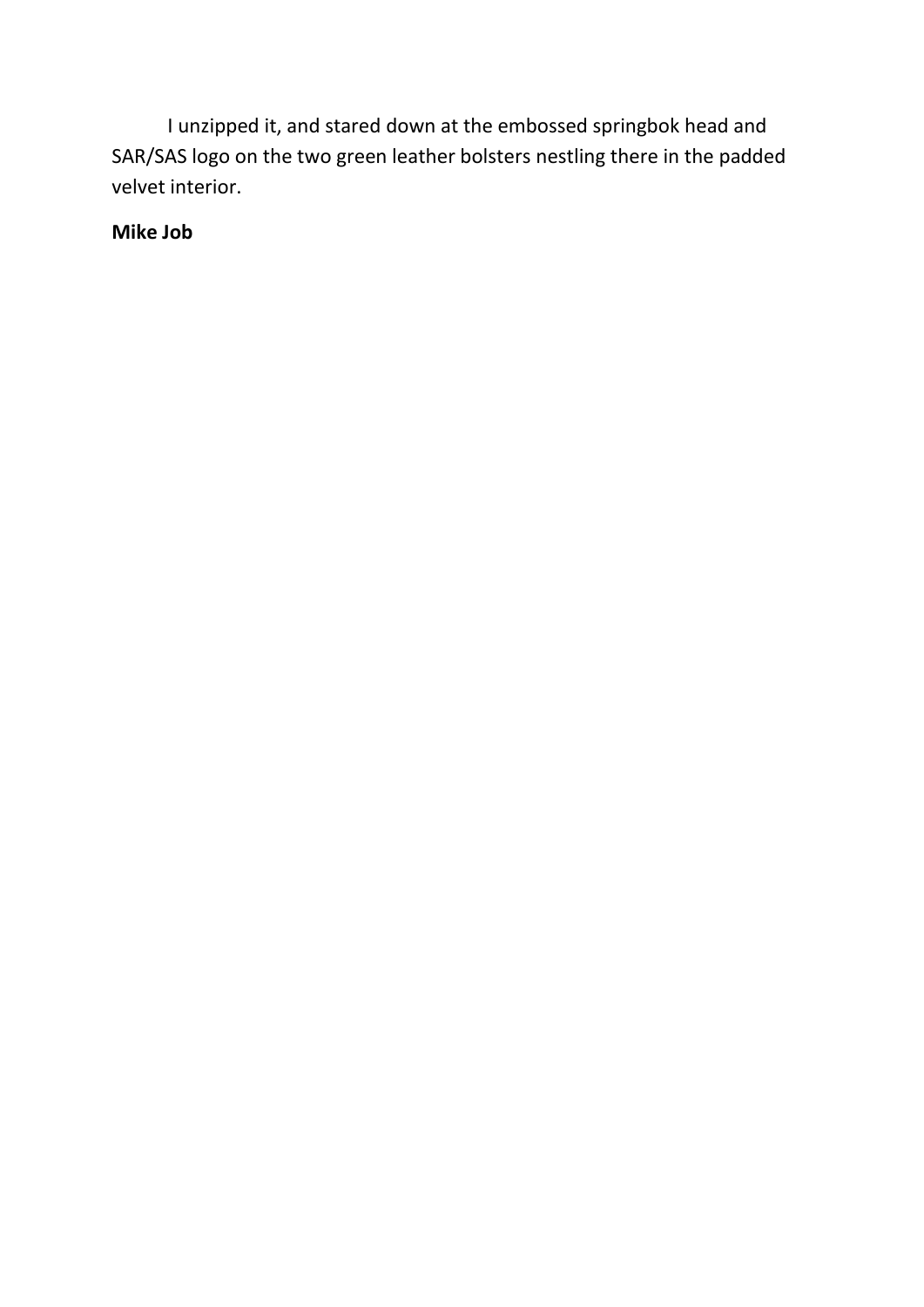I unzipped it, and stared down at the embossed springbok head and SAR/SAS logo on the two green leather bolsters nestling there in the padded velvet interior.

**Mike Job**